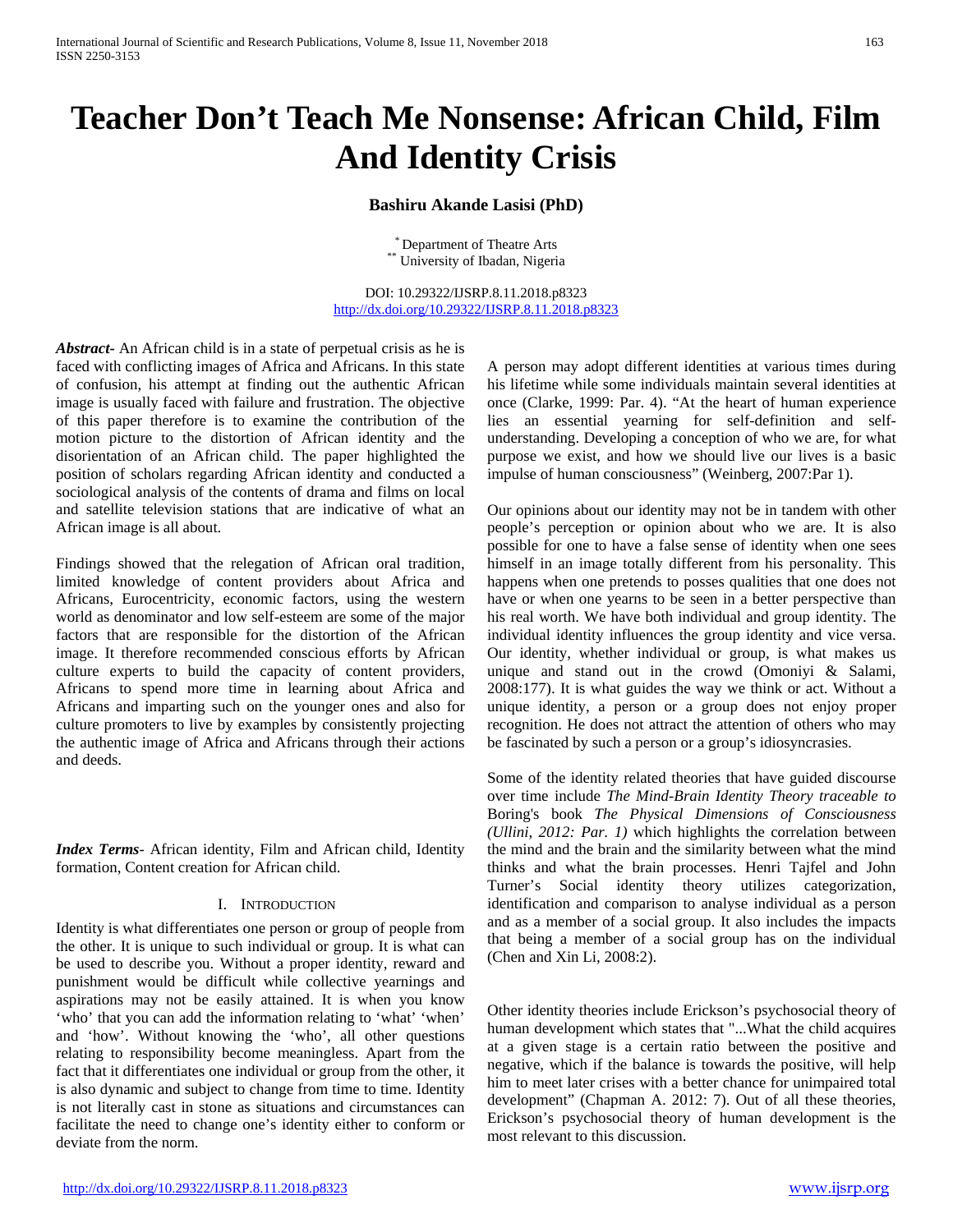# Teacher Don't Teach Me Nonsense: African Child, Film And Identity Crisis

**Bashiru Akande Lasisi (PhD)**

[*] Department of Theatre Arts
[**] University of Ibadan, Nigeria

DOI: 10.29322/IJSRP.8.11.2018.p8323
http://dx.doi.org/10.29322/IJSRP.8.11.2018.p8323

***Abstract*-** An African child is in a state of perpetual crisis as he is faced with conflicting images of Africa and Africans. In this state of confusion, his attempt at finding out the authentic African image is usually faced with failure and frustration. The objective of this paper therefore is to examine the contribution of the motion picture to the distortion of African identity and the disorientation of an African child. The paper highlighted the position of scholars regarding African identity and conducted a sociological analysis of the contents of drama and films on local and satellite television stations that are indicative of what an African image is all about.

Findings showed that the relegation of African oral tradition, limited knowledge of content providers about Africa and Africans, Eurocentricity, economic factors, using the western world as denominator and low self-esteem are some of the major factors that are responsible for the distortion of the African image. It therefore recommended conscious efforts by African culture experts to build the capacity of content providers, Africans to spend more time in learning about Africa and Africans and imparting such on the younger ones and also for culture promoters to live by examples by consistently projecting the authentic image of Africa and Africans through their actions and deeds.

***Index Terms*-** African identity, Film and African child, Identity formation, Content creation for African child.

## I. Introduction

Identity is what differentiates one person or group of people from the other. It is unique to such individual or group. It is what can be used to describe you. Without a proper identity, reward and punishment would be difficult while collective yearnings and aspirations may not be easily attained. It is when you know 'who' that you can add the information relating to 'what' 'when' and 'how'. Without knowing the 'who', all other questions relating to responsibility become meaningless. Apart from the fact that it differentiates one individual or group from the other, it is also dynamic and subject to change from time to time. Identity is not literally cast in stone as situations and circumstances can facilitate the need to change one's identity either to conform or deviate from the norm.

A person may adopt different identities at various times during his lifetime while some individuals maintain several identities at once (Clarke, 1999: Par. 4). "At the heart of human experience lies an essential yearning for self-definition and self-understanding. Developing a conception of who we are, for what purpose we exist, and how we should live our lives is a basic impulse of human consciousness" (Weinberg, 2007:Par 1).

Our opinions about our identity may not be in tandem with other people's perception or opinion about who we are. It is also possible for one to have a false sense of identity when one sees himself in an image totally different from his personality. This happens when one pretends to posses qualities that one does not have or when one yearns to be seen in a better perspective than his real worth. We have both individual and group identity. The individual identity influences the group identity and vice versa. Our identity, whether individual or group, is what makes us unique and stand out in the crowd (Omoniyi & Salami, 2008:177). It is what guides the way we think or act. Without a unique identity, a person or a group does not enjoy proper recognition. He does not attract the attention of others who may be fascinated by such a person or a group's idiosyncrasies.

Some of the identity related theories that have guided discourse over time include *The Mind-Brain Identity Theory traceable to* Boring's book *The Physical Dimensions of Consciousness (Ullini, 2012: Par. 1)* which highlights the correlation between the mind and the brain and the similarity between what the mind thinks and what the brain processes. Henri Tajfel and John Turner's Social identity theory utilizes categorization, identification and comparison to analyse individual as a person and as a member of a social group. It also includes the impacts that being a member of a social group has on the individual (Chen and Xin Li, 2008:2).

Other identity theories include Erickson's psychosocial theory of human development which states that "...What the child acquires at a given stage is a certain ratio between the positive and negative, which if the balance is towards the positive, will help him to meet later crises with a better chance for unimpaired total development" (Chapman A. 2012: 7). Out of all these theories, Erickson's psychosocial theory of human development is the most relevant to this discussion.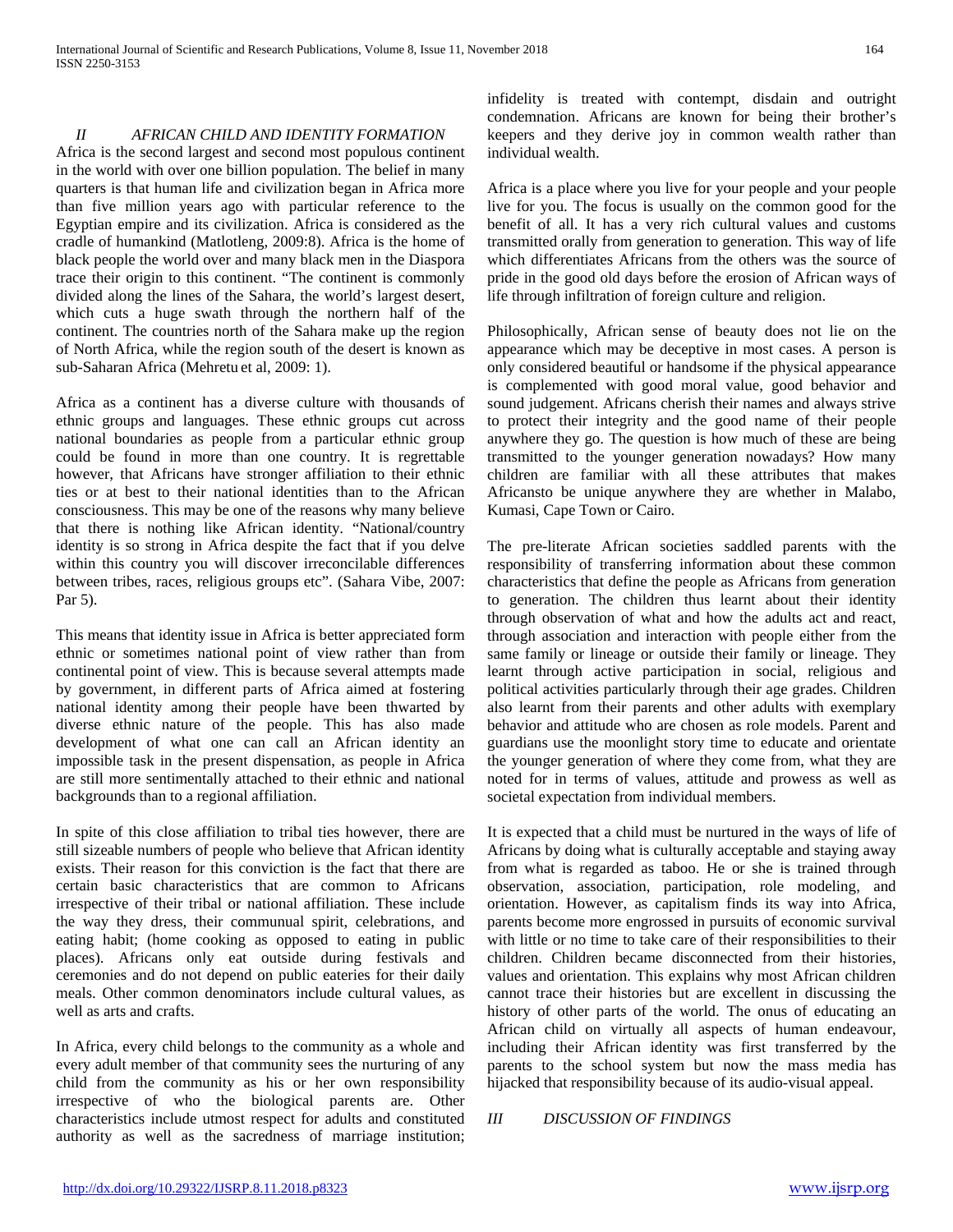## II AFRICAN CHILD AND IDENTITY FORMATION

Africa is the second largest and second most populous continent in the world with over one billion population. The belief in many quarters is that human life and civilization began in Africa more than five million years ago with particular reference to the Egyptian empire and its civilization. Africa is considered as the cradle of humankind (Matlotleng, 2009:8). Africa is the home of black people the world over and many black men in the Diaspora trace their origin to this continent. "The continent is commonly divided along the lines of the Sahara, the world's largest desert, which cuts a huge swath through the northern half of the continent. The countries north of the Sahara make up the region of North Africa, while the region south of the desert is known as sub-Saharan Africa (Mehretu et al, 2009: 1).

Africa as a continent has a diverse culture with thousands of ethnic groups and languages. These ethnic groups cut across national boundaries as people from a particular ethnic group could be found in more than one country. It is regrettable however, that Africans have stronger affiliation to their ethnic ties or at best to their national identities than to the African consciousness. This may be one of the reasons why many believe that there is nothing like African identity. "National/country identity is so strong in Africa despite the fact that if you delve within this country you will discover irreconcilable differences between tribes, races, religious groups etc". (Sahara Vibe, 2007: Par 5).

This means that identity issue in Africa is better appreciated form ethnic or sometimes national point of view rather than from continental point of view. This is because several attempts made by government, in different parts of Africa aimed at fostering national identity among their people have been thwarted by diverse ethnic nature of the people. This has also made development of what one can call an African identity an impossible task in the present dispensation, as people in Africa are still more sentimentally attached to their ethnic and national backgrounds than to a regional affiliation.

In spite of this close affiliation to tribal ties however, there are still sizeable numbers of people who believe that African identity exists. Their reason for this conviction is the fact that there are certain basic characteristics that are common to Africans irrespective of their tribal or national affiliation. These include the way they dress, their communal spirit, celebrations, and eating habit; (home cooking as opposed to eating in public places). Africans only eat outside during festivals and ceremonies and do not depend on public eateries for their daily meals. Other common denominators include cultural values, as well as arts and crafts.

In Africa, every child belongs to the community as a whole and every adult member of that community sees the nurturing of any child from the community as his or her own responsibility irrespective of who the biological parents are. Other characteristics include utmost respect for adults and constituted authority as well as the sacredness of marriage institution; infidelity is treated with contempt, disdain and outright condemnation. Africans are known for being their brother's keepers and they derive joy in common wealth rather than individual wealth.

Africa is a place where you live for your people and your people live for you. The focus is usually on the common good for the benefit of all. It has a very rich cultural values and customs transmitted orally from generation to generation. This way of life which differentiates Africans from the others was the source of pride in the good old days before the erosion of African ways of life through infiltration of foreign culture and religion.

Philosophically, African sense of beauty does not lie on the appearance which may be deceptive in most cases. A person is only considered beautiful or handsome if the physical appearance is complemented with good moral value, good behavior and sound judgement. Africans cherish their names and always strive to protect their integrity and the good name of their people anywhere they go. The question is how much of these are being transmitted to the younger generation nowadays? How many children are familiar with all these attributes that makes Africansto be unique anywhere they are whether in Malabo, Kumasi, Cape Town or Cairo.

The pre-literate African societies saddled parents with the responsibility of transferring information about these common characteristics that define the people as Africans from generation to generation. The children thus learnt about their identity through observation of what and how the adults act and react, through association and interaction with people either from the same family or lineage or outside their family or lineage. They learnt through active participation in social, religious and political activities particularly through their age grades. Children also learnt from their parents and other adults with exemplary behavior and attitude who are chosen as role models. Parent and guardians use the moonlight story time to educate and orientate the younger generation of where they come from, what they are noted for in terms of values, attitude and prowess as well as societal expectation from individual members.

It is expected that a child must be nurtured in the ways of life of Africans by doing what is culturally acceptable and staying away from what is regarded as taboo. He or she is trained through observation, association, participation, role modeling, and orientation. However, as capitalism finds its way into Africa, parents become more engrossed in pursuits of economic survival with little or no time to take care of their responsibilities to their children. Children became disconnected from their histories, values and orientation. This explains why most African children cannot trace their histories but are excellent in discussing the history of other parts of the world. The onus of educating an African child on virtually all aspects of human endeavour, including their African identity was first transferred by the parents to the school system but now the mass media has hijacked that responsibility because of its audio-visual appeal.

## III DISCUSSION OF FINDINGS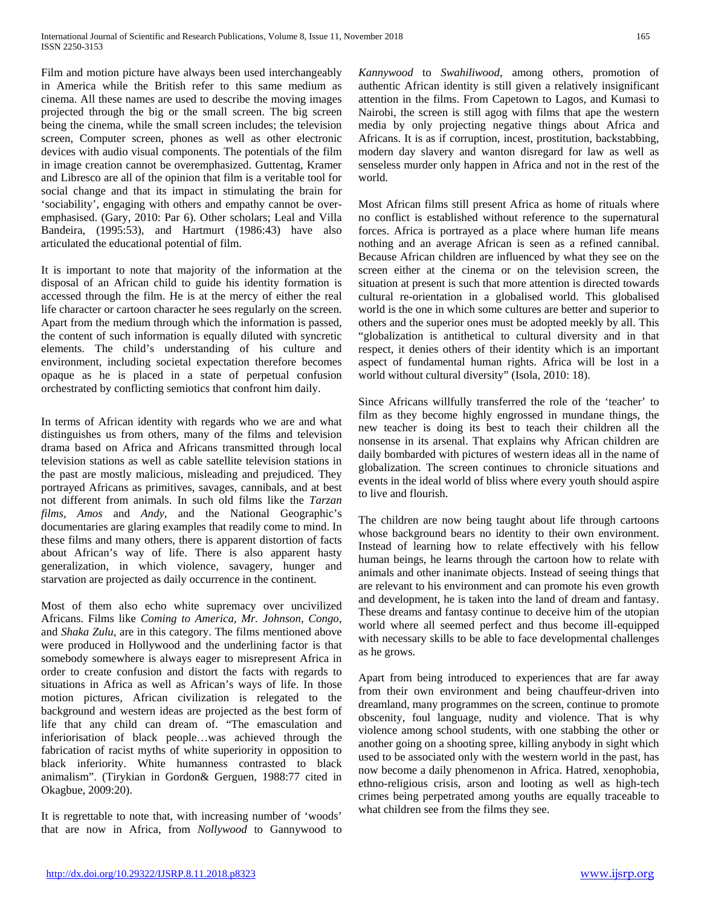Film and motion picture have always been used interchangeably in America while the British refer to this same medium as cinema. All these names are used to describe the moving images projected through the big or the small screen. The big screen being the cinema, while the small screen includes; the television screen, Computer screen, phones as well as other electronic devices with audio visual components. The potentials of the film in image creation cannot be overemphasized. Guttentag, Kramer and Libresco are all of the opinion that film is a veritable tool for social change and that its impact in stimulating the brain for 'sociability', engaging with others and empathy cannot be over-emphasised. (Gary, 2010: Par 6). Other scholars; Leal and Villa Bandeira, (1995:53), and Hartmurt (1986:43) have also articulated the educational potential of film.

It is important to note that majority of the information at the disposal of an African child to guide his identity formation is accessed through the film. He is at the mercy of either the real life character or cartoon character he sees regularly on the screen. Apart from the medium through which the information is passed, the content of such information is equally diluted with syncretic elements. The child's understanding of his culture and environment, including societal expectation therefore becomes opaque as he is placed in a state of perpetual confusion orchestrated by conflicting semiotics that confront him daily.

In terms of African identity with regards who we are and what distinguishes us from others, many of the films and television drama based on Africa and Africans transmitted through local television stations as well as cable satellite television stations in the past are mostly malicious, misleading and prejudiced. They portrayed Africans as primitives, savages, cannibals, and at best not different from animals. In such old films like the *Tarzan films, Amos* and *Andy*, and the National Geographic's documentaries are glaring examples that readily come to mind. In these films and many others, there is apparent distortion of facts about African's way of life. There is also apparent hasty generalization, in which violence, savagery, hunger and starvation are projected as daily occurrence in the continent.

Most of them also echo white supremacy over uncivilized Africans. Films like *Coming to America, Mr. Johnson, Congo*, and *Shaka Zulu*, are in this category. The films mentioned above were produced in Hollywood and the underlining factor is that somebody somewhere is always eager to misrepresent Africa in order to create confusion and distort the facts with regards to situations in Africa as well as African's ways of life. In those motion pictures, African civilization is relegated to the background and western ideas are projected as the best form of life that any child can dream of. "The emasculation and inferiorisation of black people…was achieved through the fabrication of racist myths of white superiority in opposition to black inferiority. White humanness contrasted to black animalism". (Tirykian in Gordon& Gerguen, 1988:77 cited in Okagbue, 2009:20).

It is regrettable to note that, with increasing number of 'woods' that are now in Africa, from *Nollywood* to Gannywood to *Kannywood* to *Swahiliwood*, among others, promotion of authentic African identity is still given a relatively insignificant attention in the films. From Capetown to Lagos, and Kumasi to Nairobi, the screen is still agog with films that ape the western media by only projecting negative things about Africa and Africans. It is as if corruption, incest, prostitution, backstabbing, modern day slavery and wanton disregard for law as well as senseless murder only happen in Africa and not in the rest of the world.

Most African films still present Africa as home of rituals where no conflict is established without reference to the supernatural forces. Africa is portrayed as a place where human life means nothing and an average African is seen as a refined cannibal. Because African children are influenced by what they see on the screen either at the cinema or on the television screen, the situation at present is such that more attention is directed towards cultural re-orientation in a globalised world. This globalised world is the one in which some cultures are better and superior to others and the superior ones must be adopted meekly by all. This "globalization is antithetical to cultural diversity and in that respect, it denies others of their identity which is an important aspect of fundamental human rights. Africa will be lost in a world without cultural diversity" (Isola, 2010: 18).

Since Africans willfully transferred the role of the 'teacher' to film as they become highly engrossed in mundane things, the new teacher is doing its best to teach their children all the nonsense in its arsenal. That explains why African children are daily bombarded with pictures of western ideas all in the name of globalization. The screen continues to chronicle situations and events in the ideal world of bliss where every youth should aspire to live and flourish.

The children are now being taught about life through cartoons whose background bears no identity to their own environment. Instead of learning how to relate effectively with his fellow human beings, he learns through the cartoon how to relate with animals and other inanimate objects. Instead of seeing things that are relevant to his environment and can promote his even growth and development, he is taken into the land of dream and fantasy. These dreams and fantasy continue to deceive him of the utopian world where all seemed perfect and thus become ill-equipped with necessary skills to be able to face developmental challenges as he grows.

Apart from being introduced to experiences that are far away from their own environment and being chauffeur-driven into dreamland, many programmes on the screen, continue to promote obscenity, foul language, nudity and violence. That is why violence among school students, with one stabbing the other or another going on a shooting spree, killing anybody in sight which used to be associated only with the western world in the past, has now become a daily phenomenon in Africa. Hatred, xenophobia, ethno-religious crisis, arson and looting as well as high-tech crimes being perpetrated among youths are equally traceable to what children see from the films they see.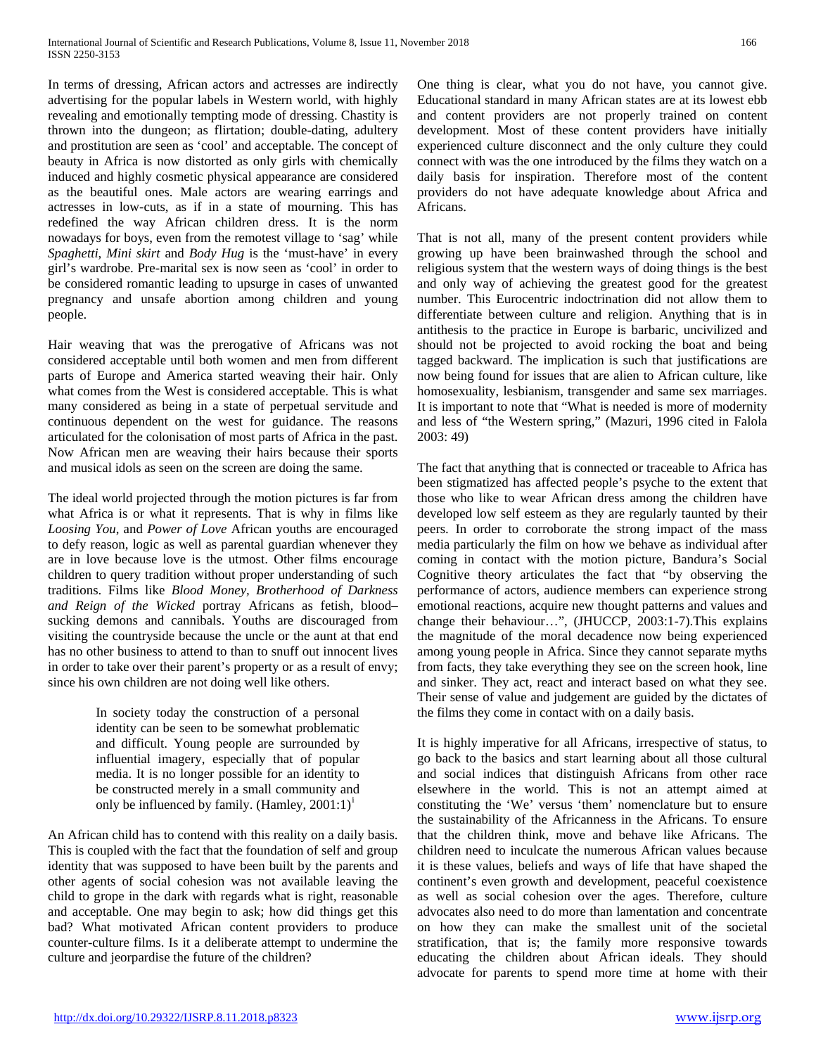In terms of dressing, African actors and actresses are indirectly advertising for the popular labels in Western world, with highly revealing and emotionally tempting mode of dressing. Chastity is thrown into the dungeon; as flirtation; double-dating, adultery and prostitution are seen as 'cool' and acceptable. The concept of beauty in Africa is now distorted as only girls with chemically induced and highly cosmetic physical appearance are considered as the beautiful ones. Male actors are wearing earrings and actresses in low-cuts, as if in a state of mourning. This has redefined the way African children dress. It is the norm nowadays for boys, even from the remotest village to 'sag' while *Spaghetti*, *Mini skirt* and *Body Hug* is the 'must-have' in every girl's wardrobe. Pre-marital sex is now seen as 'cool' in order to be considered romantic leading to upsurge in cases of unwanted pregnancy and unsafe abortion among children and young people.

Hair weaving that was the prerogative of Africans was not considered acceptable until both women and men from different parts of Europe and America started weaving their hair. Only what comes from the West is considered acceptable. This is what many considered as being in a state of perpetual servitude and continuous dependent on the west for guidance. The reasons articulated for the colonisation of most parts of Africa in the past. Now African men are weaving their hairs because their sports and musical idols as seen on the screen are doing the same.

The ideal world projected through the motion pictures is far from what Africa is or what it represents. That is why in films like *Loosing You*, and *Power of Love* African youths are encouraged to defy reason, logic as well as parental guardian whenever they are in love because love is the utmost. Other films encourage children to query tradition without proper understanding of such traditions. Films like *Blood Money*, *Brotherhood of Darkness and Reign of the Wicked* portray Africans as fetish, blood–sucking demons and cannibals. Youths are discouraged from visiting the countryside because the uncle or the aunt at that end has no other business to attend to than to snuff out innocent lives in order to take over their parent's property or as a result of envy; since his own children are not doing well like others.

> In society today the construction of a personal identity can be seen to be somewhat problematic and difficult. Young people are surrounded by influential imagery, especially that of popular media. It is no longer possible for an identity to be constructed merely in a small community and only be influenced by family. (Hamley, 2001:1)[i]

An African child has to contend with this reality on a daily basis. This is coupled with the fact that the foundation of self and group identity that was supposed to have been built by the parents and other agents of social cohesion was not available leaving the child to grope in the dark with regards what is right, reasonable and acceptable. One may begin to ask; how did things get this bad? What motivated African content providers to produce counter-culture films. Is it a deliberate attempt to undermine the culture and jeopardise the future of the children?

One thing is clear, what you do not have, you cannot give. Educational standard in many African states are at its lowest ebb and content providers are not properly trained on content development. Most of these content providers have initially experienced culture disconnect and the only culture they could connect with was the one introduced by the films they watch on a daily basis for inspiration. Therefore most of the content providers do not have adequate knowledge about Africa and Africans.

That is not all, many of the present content providers while growing up have been brainwashed through the school and religious system that the western ways of doing things is the best and only way of achieving the greatest good for the greatest number. This Eurocentric indoctrination did not allow them to differentiate between culture and religion. Anything that is in antithesis to the practice in Europe is barbaric, uncivilized and should not be projected to avoid rocking the boat and being tagged backward. The implication is such that justifications are now being found for issues that are alien to African culture, like homosexuality, lesbianism, transgender and same sex marriages. It is important to note that "What is needed is more of modernity and less of "the Western spring," (Mazuri, 1996 cited in Falola 2003: 49)

The fact that anything that is connected or traceable to Africa has been stigmatized has affected people's psyche to the extent that those who like to wear African dress among the children have developed low self esteem as they are regularly taunted by their peers. In order to corroborate the strong impact of the mass media particularly the film on how we behave as individual after coming in contact with the motion picture, Bandura's Social Cognitive theory articulates the fact that "by observing the performance of actors, audience members can experience strong emotional reactions, acquire new thought patterns and values and change their behaviour…", (JHUCCP, 2003:1-7).This explains the magnitude of the moral decadence now being experienced among young people in Africa. Since they cannot separate myths from facts, they take everything they see on the screen hook, line and sinker. They act, react and interact based on what they see. Their sense of value and judgement are guided by the dictates of the films they come in contact with on a daily basis.

It is highly imperative for all Africans, irrespective of status, to go back to the basics and start learning about all those cultural and social indices that distinguish Africans from other race elsewhere in the world. This is not an attempt aimed at constituting the 'We' versus 'them' nomenclature but to ensure the sustainability of the Africanness in the Africans. To ensure that the children think, move and behave like Africans. The children need to inculcate the numerous African values because it is these values, beliefs and ways of life that have shaped the continent's even growth and development, peaceful coexistence as well as social cohesion over the ages. Therefore, culture advocates also need to do more than lamentation and concentrate on how they can make the smallest unit of the societal stratification, that is; the family more responsive towards educating the children about African ideals. They should advocate for parents to spend more time at home with their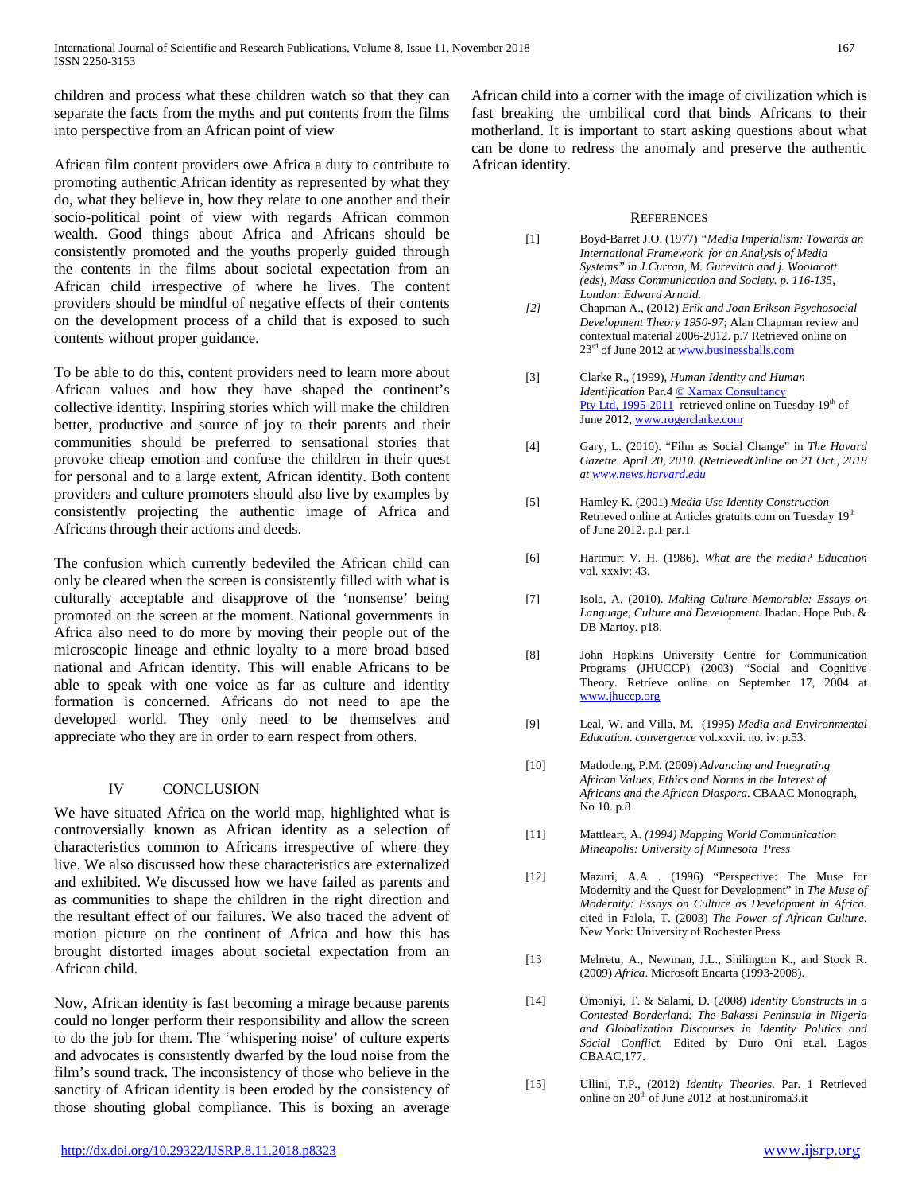children and process what these children watch so that they can separate the facts from the myths and put contents from the films into perspective from an African point of view

African film content providers owe Africa a duty to contribute to promoting authentic African identity as represented by what they do, what they believe in, how they relate to one another and their socio-political point of view with regards African common wealth. Good things about Africa and Africans should be consistently promoted and the youths properly guided through the contents in the films about societal expectation from an African child irrespective of where he lives. The content providers should be mindful of negative effects of their contents on the development process of a child that is exposed to such contents without proper guidance.

To be able to do this, content providers need to learn more about African values and how they have shaped the continent's collective identity. Inspiring stories which will make the children better, productive and source of joy to their parents and their communities should be preferred to sensational stories that provoke cheap emotion and confuse the children in their quest for personal and to a large extent, African identity. Both content providers and culture promoters should also live by examples by consistently projecting the authentic image of Africa and Africans through their actions and deeds.

The confusion which currently bedeviled the African child can only be cleared when the screen is consistently filled with what is culturally acceptable and disapprove of the 'nonsense' being promoted on the screen at the moment. National governments in Africa also need to do more by moving their people out of the microscopic lineage and ethnic loyalty to a more broad based national and African identity. This will enable Africans to be able to speak with one voice as far as culture and identity formation is concerned. Africans do not need to ape the developed world. They only need to be themselves and appreciate who they are in order to earn respect from others.

## IV CONCLUSION

We have situated Africa on the world map, highlighted what is controversially known as African identity as a selection of characteristics common to Africans irrespective of where they live. We also discussed how these characteristics are externalized and exhibited. We discussed how we have failed as parents and as communities to shape the children in the right direction and the resultant effect of our failures. We also traced the advent of motion picture on the continent of Africa and how this has brought distorted images about societal expectation from an African child.

Now, African identity is fast becoming a mirage because parents could no longer perform their responsibility and allow the screen to do the job for them. The 'whispering noise' of culture experts and advocates is consistently dwarfed by the loud noise from the film's sound track. The inconsistency of those who believe in the sanctity of African identity is been eroded by the consistency of those shouting global compliance. This is boxing an average African child into a corner with the image of civilization which is fast breaking the umbilical cord that binds Africans to their motherland. It is important to start asking questions about what can be done to redress the anomaly and preserve the authentic African identity.

## REFERENCES

[1] Boyd-Barret J.O. (1977) *"Media Imperialism: Towards an International Framework for an Analysis of Media Systems" in J.Curran, M. Gurevitch and j. Woolacott (eds), Mass Communication and Society. p. 116-135, London: Edward Arnold.*

*[2]* Chapman A., (2012) *Erik and Joan Erikson Psychosocial Development Theory 1950-97*; Alan Chapman review and contextual material 2006-2012. p.7 Retrieved online on 23rd of June 2012 at www.businessballs.com

[3] Clarke R., (1999), *Human Identity and Human Identification* Par.4 © Xamax Consultancy Pty Ltd, 1995-2011 retrieved online on Tuesday 19th of June 2012, www.rogerclarke.com

[4] Gary, L. (2010). "Film as Social Change" in *The Havard Gazette. April 20, 2010. (RetrievedOnline on 21 Oct., 2018 at www.news.harvard.edu*

[5] Hamley K. (2001) *Media Use Identity Construction* Retrieved online at Articles gratuits.com on Tuesday 19th of June 2012. p.1 par.1

[6] Hartmurt V. H. (1986). *What are the media? Education* vol. xxxiv: 43.

[7] Isola, A. (2010). *Making Culture Memorable: Essays on Language, Culture and Development.* Ibadan. Hope Pub. & DB Martoy. p18.

[8] John Hopkins University Centre for Communication Programs (JHUCCP) (2003) "Social and Cognitive Theory. Retrieve online on September 17, 2004 at www.jhuccp.org

[9] Leal, W. and Villa, M. (1995) *Media and Environmental Education. convergence* vol.xxvii. no. iv: p.53.

[10] Matlotleng, P.M. (2009) *Advancing and Integrating African Values, Ethics and Norms in the Interest of Africans and the African Diaspora.* CBAAC Monograph, No 10. p.8

[11] Mattleart, A. *(1994) Mapping World Communication Mineapolis: University of Minnesota Press*

[12] Mazuri, A.A . (1996) "Perspective: The Muse for Modernity and the Quest for Development" in *The Muse of Modernity: Essays on Culture as Development in Africa.* cited in Falola, T. (2003) *The Power of African Culture*. New York: University of Rochester Press

[13 Mehretu, A., Newman, J.L., Shilington K., and Stock R. (2009) *Africa*. Microsoft Encarta (1993-2008).

[14] Omoniyi, T. & Salami, D. (2008) *Identity Constructs in a Contested Borderland: The Bakassi Peninsula in Nigeria and Globalization Discourses in Identity Politics and Social Conflict.* Edited by Duro Oni et.al. Lagos CBAAC,177.

[15] Ullini, T.P., (2012) *Identity Theories*. Par. 1 Retrieved online on 20th of June 2012 at host.uniroma3.it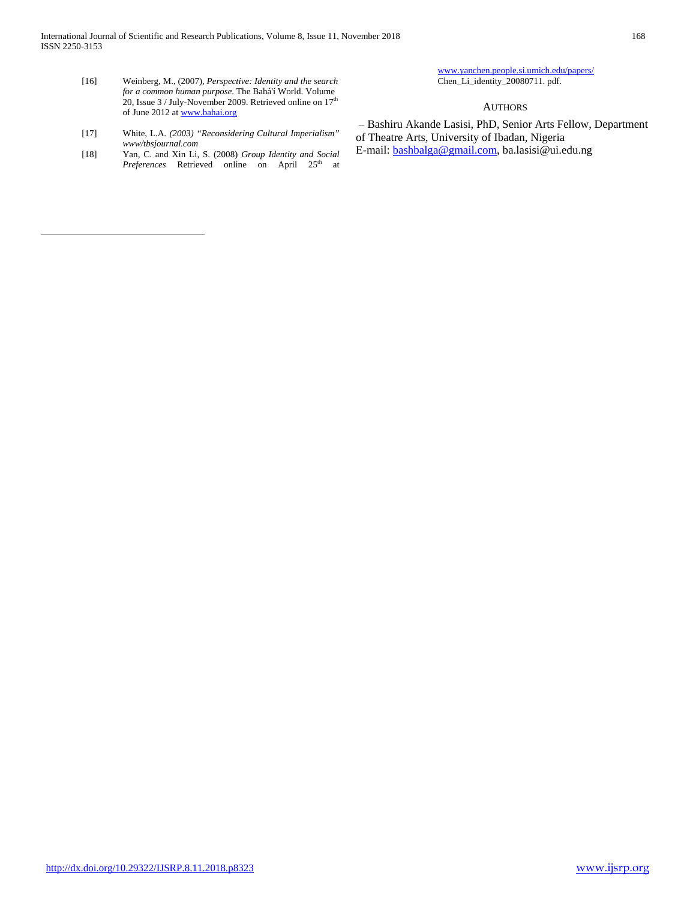[16] Weinberg, M., (2007), *Perspective: Identity and the search for a common human purpose*. The Bahá'í World. Volume 20, Issue 3 / July-November 2009. Retrieved online on 17th of June 2012 at www.bahai.org

[17] White, L.A. *(2003) "Reconsidering Cultural Imperialism" www/tbsjournal.com*

[18] Yan, C. and Xin Li, S. (2008) *Group Identity and Social Preferences* Retrieved online on April 25th at www.yanchen.people.si.umich.edu/papers/ Chen_Li_identity_20080711. pdf.

## AUTHORS

– Bashiru Akande Lasisi, PhD, Senior Arts Fellow, Department of Theatre Arts, University of Ibadan, Nigeria
E-mail: bashbalga@gmail.com, ba.lasisi@ui.edu.ng